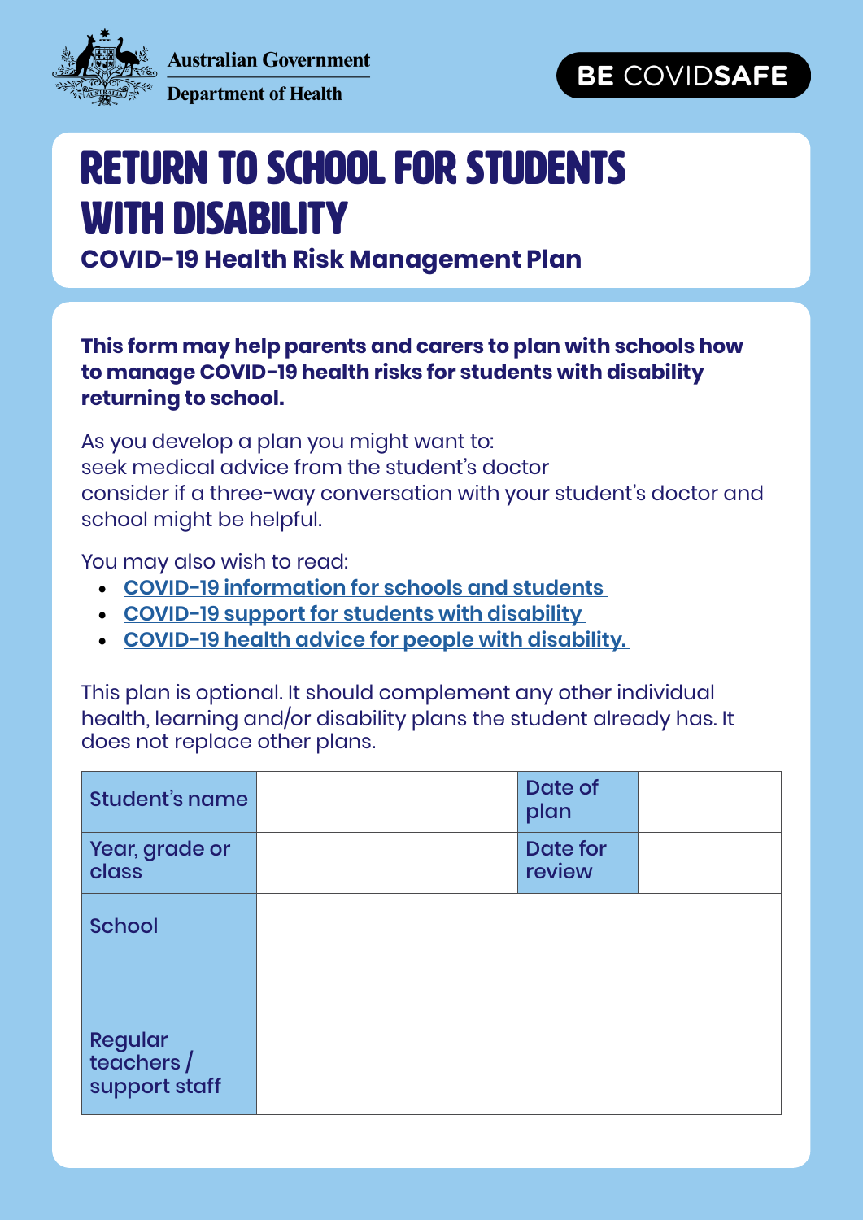Australian Government
Department of Health

BE COVIDSAFE

# RETURN TO SCHOOL FOR STUDENTS WITH DISABILITY

## COVID-19 Health Risk Management Plan

**This form may help parents and carers to plan with schools how to manage COVID-19 health risks for students with disability returning to school.**

As you develop a plan you might want to:
seek medical advice from the student's doctor
consider if a three-way conversation with your student's doctor and school might be helpful.

You may also wish to read:

- COVID-19 information for schools and students
- COVID-19 support for students with disability
- COVID-19 health advice for people with disability.

This plan is optional. It should complement any other individual health, learning and/or disability plans the student already has. It does not replace other plans.

| Student's name | | Date of plan | |
|---|---|---|---|
| Year, grade or class | | Date for review | |
| School | | | |
| Regular teachers / support staff | | | |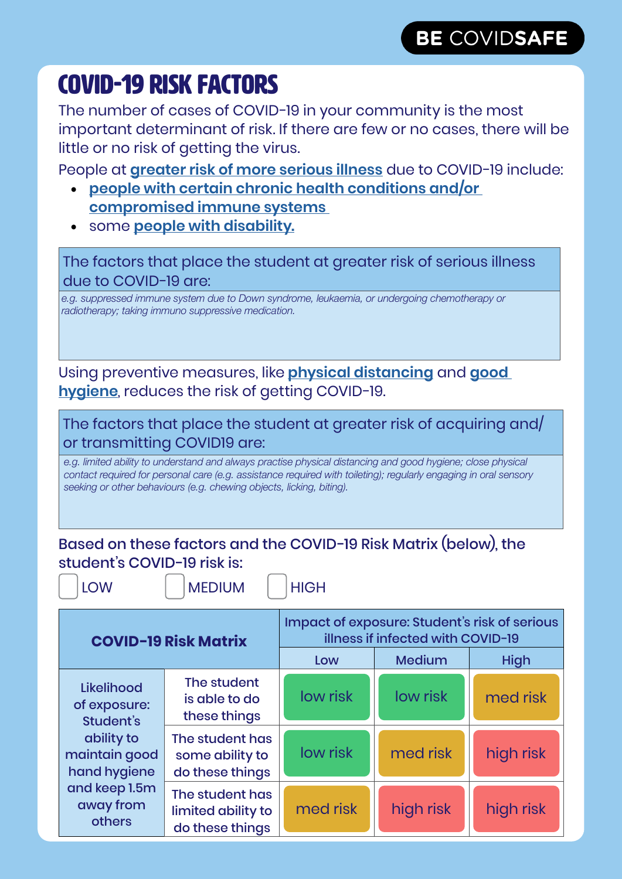**BE COVIDSAFE**

# COVID-19 RISK FACTORS

The number of cases of COVID-19 in your community is the most important determinant of risk. If there are few or no cases, there will be little or no risk of getting the virus.

People at **greater risk of more serious illness** due to COVID-19 include:

- **people with certain chronic health conditions and/or compromised immune systems**
- some **people with disability.**

| The factors that place the student at greater risk of serious illness due to COVID-19 are: |
|---|
| *e.g. suppressed immune system due to Down syndrome, leukaemia, or undergoing chemotherapy or radiotherapy; taking immuno suppressive medication.* |

Using preventive measures, like **physical distancing** and **good hygiene**, reduces the risk of getting COVID-19.

| The factors that place the student at greater risk of acquiring and/ or transmitting COVID19 are: |
|---|
| *e.g. limited ability to understand and always practise physical distancing and good hygiene; close physical contact required for personal care (e.g. assistance required with toileting); regularly engaging in oral sensory seeking or other behaviours (e.g. chewing objects, licking, biting).* |

Based on these factors and the COVID-19 Risk Matrix (below), the student's COVID-19 risk is:

☐ LOW ☐ MEDIUM ☐ HIGH

| **COVID-19 Risk Matrix** | | Impact of exposure: Student's risk of serious illness if infected with COVID-19 | | |
|---|---|---|---|---|
| | | Low | Medium | High |
| Likelihood of exposure: Student's ability to maintain good hand hygiene and keep 1.5m away from others | The student is able to do these things | low risk | low risk | med risk |
| | The student has some ability to do these things | low risk | med risk | high risk |
| | The student has limited ability to do these things | med risk | high risk | high risk |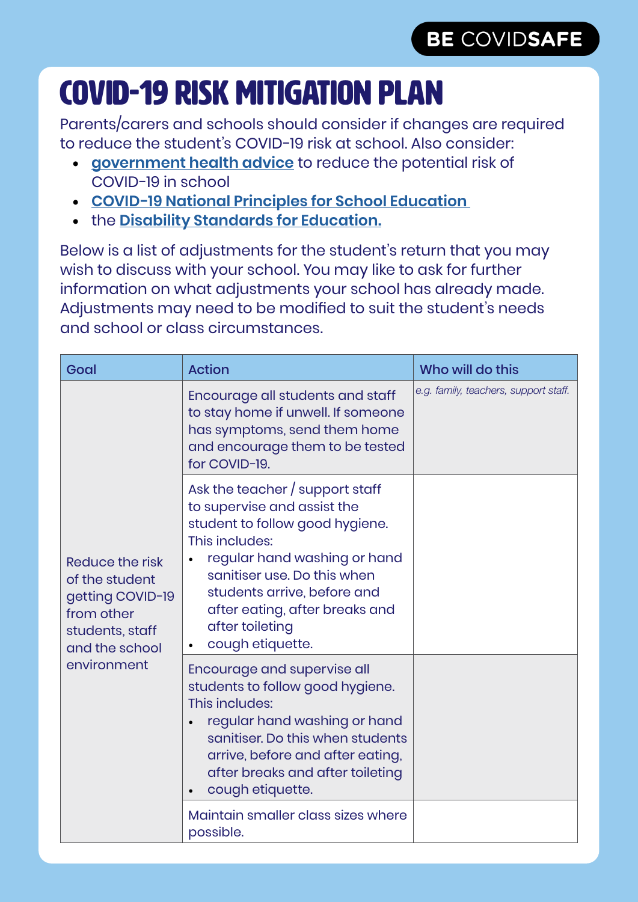BE COVIDSAFE

# COVID-19 RISK MITIGATION PLAN

Parents/carers and schools should consider if changes are required to reduce the student's COVID-19 risk at school. Also consider:

- **government health advice** to reduce the potential risk of COVID-19 in school
- **COVID-19 National Principles for School Education**
- the **Disability Standards for Education.**

Below is a list of adjustments for the student's return that you may wish to discuss with your school. You may like to ask for further information on what adjustments your school has already made. Adjustments may need to be modified to suit the student's needs and school or class circumstances.

| Goal | Action | Who will do this |
|---|---|---|
| Reduce the risk of the student getting COVID-19 from other students, staff and the school environment | Encourage all students and staff to stay home if unwell. If someone has symptoms, send them home and encourage them to be tested for COVID-19. | *e.g. family, teachers, support staff.* |
| | Ask the teacher / support staff to supervise and assist the student to follow good hygiene. This includes:<br>• regular hand washing or hand sanitiser use. Do this when students arrive, before and after eating, after breaks and after toileting<br>• cough etiquette. | |
| | Encourage and supervise all students to follow good hygiene. This includes:<br>• regular hand washing or hand sanitiser. Do this when students arrive, before and after eating, after breaks and after toileting<br>• cough etiquette. | |
| | Maintain smaller class sizes where possible. | |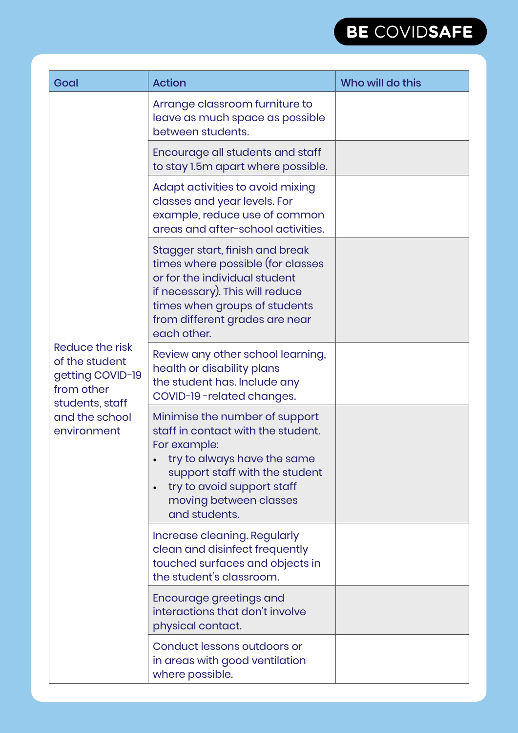BE COVIDSAFE

| Goal | Action | Who will do this |
|---|---|---|
| Reduce the risk of the student getting COVID-19 from other students, staff and the school environment | Arrange classroom furniture to leave as much space as possible between students. | |
| | Encourage all students and staff to stay 1.5m apart where possible. | |
| | Adapt activities to avoid mixing classes and year levels. For example, reduce use of common areas and after-school activities. | |
| | Stagger start, finish and break times where possible (for classes or for the individual student if necessary). This will reduce times when groups of students from different grades are near each other. | |
| | Review any other school learning, health or disability plans the student has. Include any COVID-19 -related changes. | |
| | Minimise the number of support staff in contact with the student. For example:<br>• try to always have the same support staff with the student<br>• try to avoid support staff moving between classes and students. | |
| | Increase cleaning. Regularly clean and disinfect frequently touched surfaces and objects in the student's classroom. | |
| | Encourage greetings and interactions that don't involve physical contact. | |
| | Conduct lessons outdoors or in areas with good ventilation where possible. | |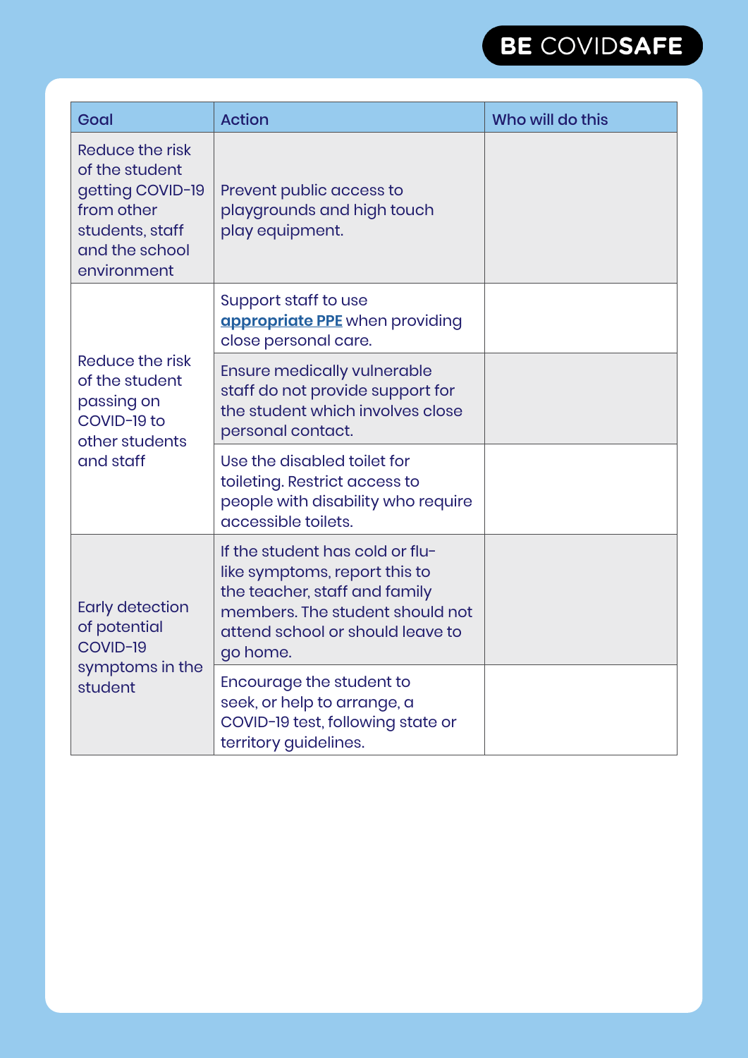| Goal | Action | Who will do this |
| --- | --- | --- |
| Reduce the risk of the student getting COVID-19 from other students, staff and the school environment | Prevent public access to playgrounds and high touch play equipment. | |
| Reduce the risk of the student passing on COVID-19 to other students and staff | Support staff to use **appropriate PPE** when providing close personal care. | |
| | Ensure medically vulnerable staff do not provide support for the student which involves close personal contact. | |
| | Use the disabled toilet for toileting. Restrict access to people with disability who require accessible toilets. | |
| Early detection of potential COVID-19 symptoms in the student | If the student has cold or flu-like symptoms, report this to the teacher, staff and family members. The student should not attend school or should leave to go home. | |
| | Encourage the student to seek, or help to arrange, a COVID-19 test, following state or territory guidelines. | |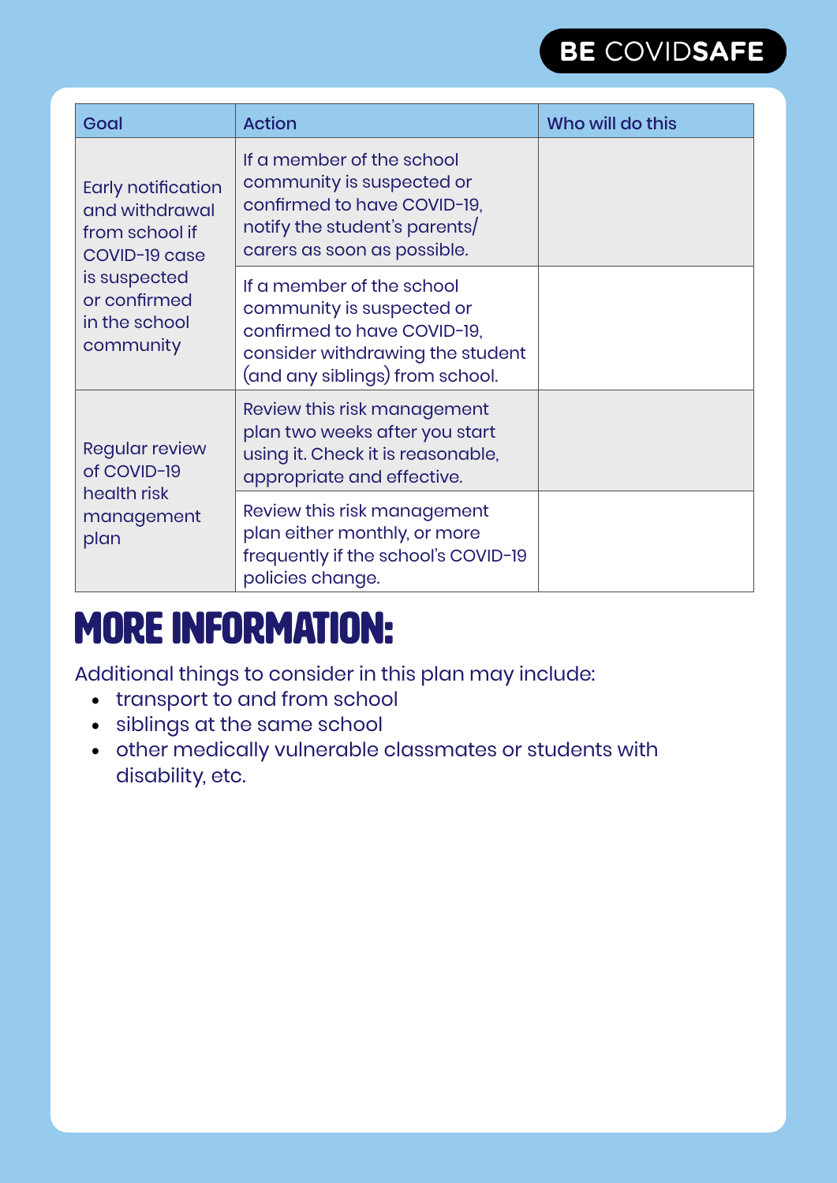| Goal | Action | Who will do this |
|---|---|---|
| Early notification and withdrawal from school if COVID-19 case is suspected or confirmed in the school community | If a member of the school community is suspected or confirmed to have COVID-19, notify the student's parents/ carers as soon as possible. | |
| | If a member of the school community is suspected or confirmed to have COVID-19, consider withdrawing the student (and any siblings) from school. | |
| Regular review of COVID-19 health risk management plan | Review this risk management plan two weeks after you start using it. Check it is reasonable, appropriate and effective. | |
| | Review this risk management plan either monthly, or more frequently if the school's COVID-19 policies change. | |

# MORE INFORMATION:

Additional things to consider in this plan may include:

- transport to and from school
- siblings at the same school
- other medically vulnerable classmates or students with disability, etc.